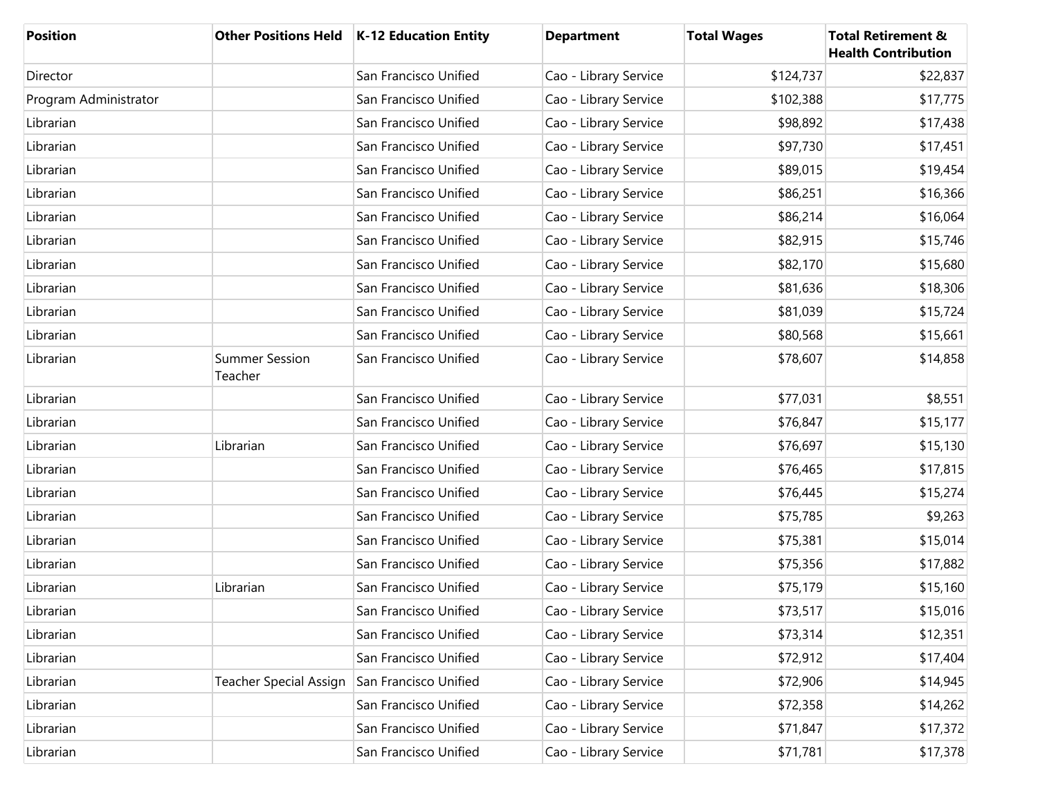| Position | Other Positions Held | K-12 Education Entity | Department | Total Wages | Total Retirement & Health Contribution |
| --- | --- | --- | --- | --- | --- |
| Director | | San Francisco Unified | Cao - Library Service | $124,737 | $22,837 |
| Program Administrator | | San Francisco Unified | Cao - Library Service | $102,388 | $17,775 |
| Librarian | | San Francisco Unified | Cao - Library Service | $98,892 | $17,438 |
| Librarian | | San Francisco Unified | Cao - Library Service | $97,730 | $17,451 |
| Librarian | | San Francisco Unified | Cao - Library Service | $89,015 | $19,454 |
| Librarian | | San Francisco Unified | Cao - Library Service | $86,251 | $16,366 |
| Librarian | | San Francisco Unified | Cao - Library Service | $86,214 | $16,064 |
| Librarian | | San Francisco Unified | Cao - Library Service | $82,915 | $15,746 |
| Librarian | | San Francisco Unified | Cao - Library Service | $82,170 | $15,680 |
| Librarian | | San Francisco Unified | Cao - Library Service | $81,636 | $18,306 |
| Librarian | | San Francisco Unified | Cao - Library Service | $81,039 | $15,724 |
| Librarian | | San Francisco Unified | Cao - Library Service | $80,568 | $15,661 |
| Librarian | Summer Session Teacher | San Francisco Unified | Cao - Library Service | $78,607 | $14,858 |
| Librarian | | San Francisco Unified | Cao - Library Service | $77,031 | $8,551 |
| Librarian | | San Francisco Unified | Cao - Library Service | $76,847 | $15,177 |
| Librarian | Librarian | San Francisco Unified | Cao - Library Service | $76,697 | $15,130 |
| Librarian | | San Francisco Unified | Cao - Library Service | $76,465 | $17,815 |
| Librarian | | San Francisco Unified | Cao - Library Service | $76,445 | $15,274 |
| Librarian | | San Francisco Unified | Cao - Library Service | $75,785 | $9,263 |
| Librarian | | San Francisco Unified | Cao - Library Service | $75,381 | $15,014 |
| Librarian | | San Francisco Unified | Cao - Library Service | $75,356 | $17,882 |
| Librarian | Librarian | San Francisco Unified | Cao - Library Service | $75,179 | $15,160 |
| Librarian | | San Francisco Unified | Cao - Library Service | $73,517 | $15,016 |
| Librarian | | San Francisco Unified | Cao - Library Service | $73,314 | $12,351 |
| Librarian | | San Francisco Unified | Cao - Library Service | $72,912 | $17,404 |
| Librarian | Teacher Special Assign | San Francisco Unified | Cao - Library Service | $72,906 | $14,945 |
| Librarian | | San Francisco Unified | Cao - Library Service | $72,358 | $14,262 |
| Librarian | | San Francisco Unified | Cao - Library Service | $71,847 | $17,372 |
| Librarian | | San Francisco Unified | Cao - Library Service | $71,781 | $17,378 |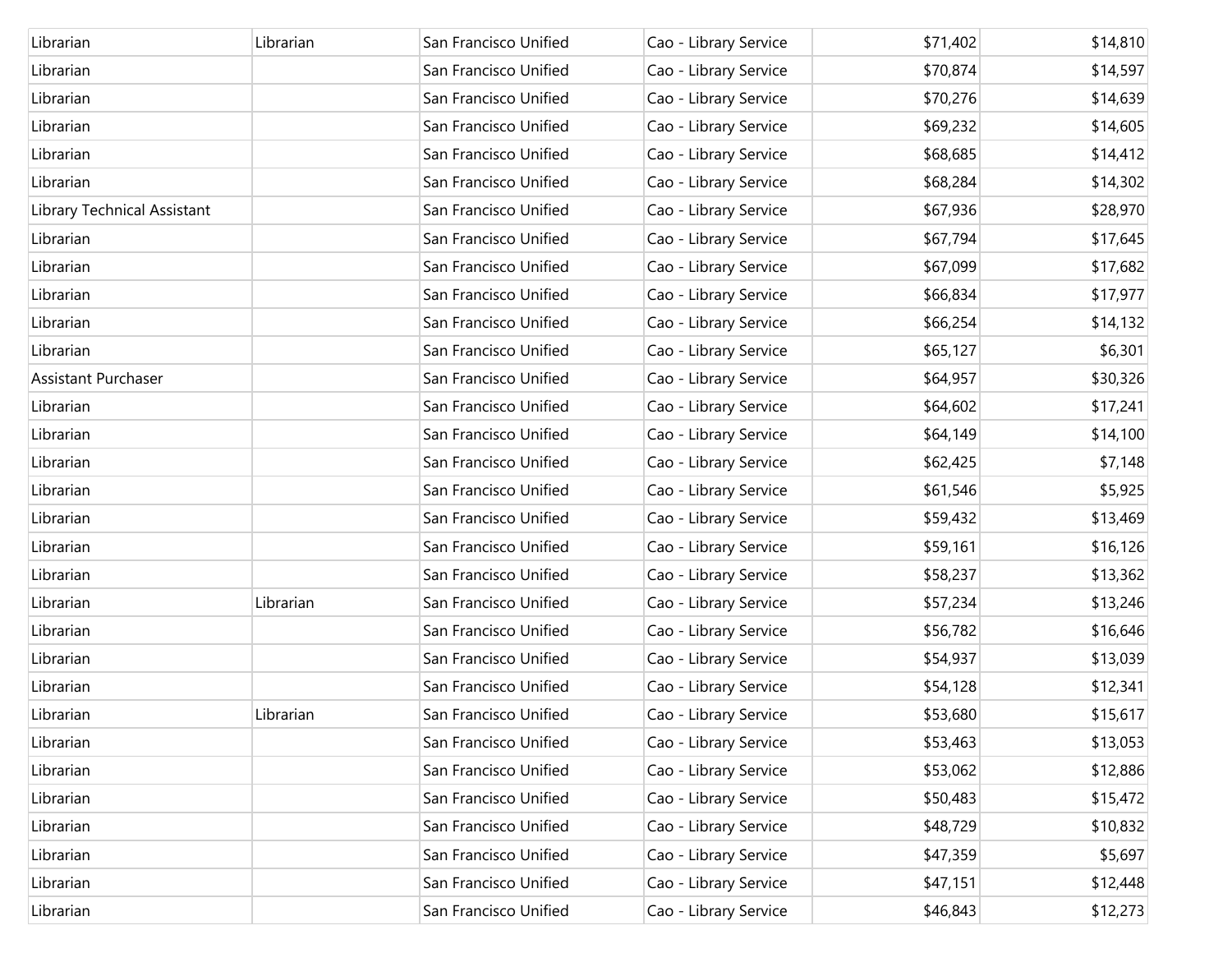| | | | | | |
|---|---|---|---|---|---|
| Librarian | Librarian | San Francisco Unified | Cao - Library Service | $71,402 | $14,810 |
| Librarian | | San Francisco Unified | Cao - Library Service | $70,874 | $14,597 |
| Librarian | | San Francisco Unified | Cao - Library Service | $70,276 | $14,639 |
| Librarian | | San Francisco Unified | Cao - Library Service | $69,232 | $14,605 |
| Librarian | | San Francisco Unified | Cao - Library Service | $68,685 | $14,412 |
| Librarian | | San Francisco Unified | Cao - Library Service | $68,284 | $14,302 |
| Library Technical Assistant | | San Francisco Unified | Cao - Library Service | $67,936 | $28,970 |
| Librarian | | San Francisco Unified | Cao - Library Service | $67,794 | $17,645 |
| Librarian | | San Francisco Unified | Cao - Library Service | $67,099 | $17,682 |
| Librarian | | San Francisco Unified | Cao - Library Service | $66,834 | $17,977 |
| Librarian | | San Francisco Unified | Cao - Library Service | $66,254 | $14,132 |
| Librarian | | San Francisco Unified | Cao - Library Service | $65,127 | $6,301 |
| Assistant Purchaser | | San Francisco Unified | Cao - Library Service | $64,957 | $30,326 |
| Librarian | | San Francisco Unified | Cao - Library Service | $64,602 | $17,241 |
| Librarian | | San Francisco Unified | Cao - Library Service | $64,149 | $14,100 |
| Librarian | | San Francisco Unified | Cao - Library Service | $62,425 | $7,148 |
| Librarian | | San Francisco Unified | Cao - Library Service | $61,546 | $5,925 |
| Librarian | | San Francisco Unified | Cao - Library Service | $59,432 | $13,469 |
| Librarian | | San Francisco Unified | Cao - Library Service | $59,161 | $16,126 |
| Librarian | | San Francisco Unified | Cao - Library Service | $58,237 | $13,362 |
| Librarian | Librarian | San Francisco Unified | Cao - Library Service | $57,234 | $13,246 |
| Librarian | | San Francisco Unified | Cao - Library Service | $56,782 | $16,646 |
| Librarian | | San Francisco Unified | Cao - Library Service | $54,937 | $13,039 |
| Librarian | | San Francisco Unified | Cao - Library Service | $54,128 | $12,341 |
| Librarian | Librarian | San Francisco Unified | Cao - Library Service | $53,680 | $15,617 |
| Librarian | | San Francisco Unified | Cao - Library Service | $53,463 | $13,053 |
| Librarian | | San Francisco Unified | Cao - Library Service | $53,062 | $12,886 |
| Librarian | | San Francisco Unified | Cao - Library Service | $50,483 | $15,472 |
| Librarian | | San Francisco Unified | Cao - Library Service | $48,729 | $10,832 |
| Librarian | | San Francisco Unified | Cao - Library Service | $47,359 | $5,697 |
| Librarian | | San Francisco Unified | Cao - Library Service | $47,151 | $12,448 |
| Librarian | | San Francisco Unified | Cao - Library Service | $46,843 | $12,273 |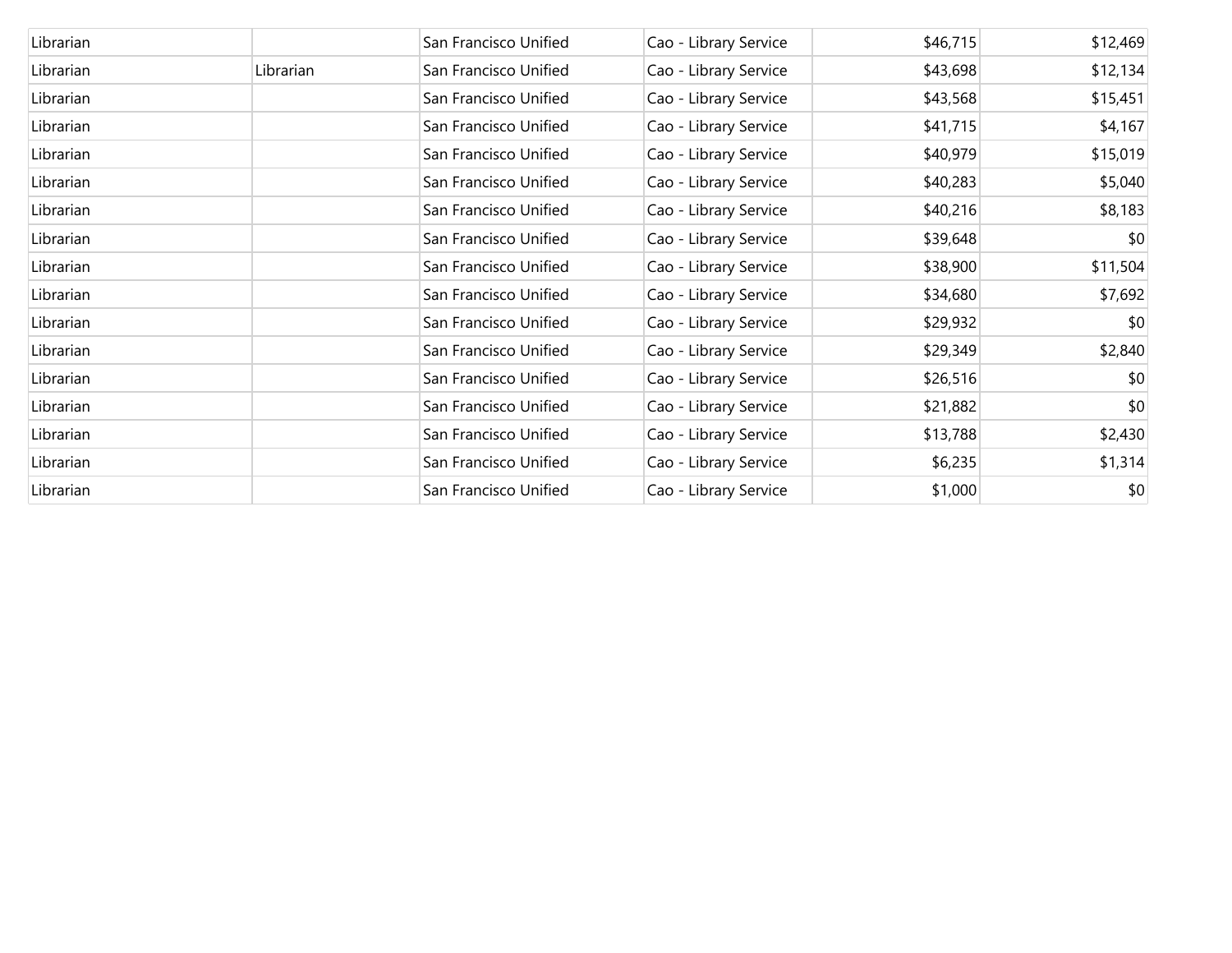| | | | | | |
|---|---|---|---|---|---|
| Librarian | | San Francisco Unified | Cao - Library Service | $46,715 | $12,469 |
| Librarian | Librarian | San Francisco Unified | Cao - Library Service | $43,698 | $12,134 |
| Librarian | | San Francisco Unified | Cao - Library Service | $43,568 | $15,451 |
| Librarian | | San Francisco Unified | Cao - Library Service | $41,715 | $4,167 |
| Librarian | | San Francisco Unified | Cao - Library Service | $40,979 | $15,019 |
| Librarian | | San Francisco Unified | Cao - Library Service | $40,283 | $5,040 |
| Librarian | | San Francisco Unified | Cao - Library Service | $40,216 | $8,183 |
| Librarian | | San Francisco Unified | Cao - Library Service | $39,648 | $0 |
| Librarian | | San Francisco Unified | Cao - Library Service | $38,900 | $11,504 |
| Librarian | | San Francisco Unified | Cao - Library Service | $34,680 | $7,692 |
| Librarian | | San Francisco Unified | Cao - Library Service | $29,932 | $0 |
| Librarian | | San Francisco Unified | Cao - Library Service | $29,349 | $2,840 |
| Librarian | | San Francisco Unified | Cao - Library Service | $26,516 | $0 |
| Librarian | | San Francisco Unified | Cao - Library Service | $21,882 | $0 |
| Librarian | | San Francisco Unified | Cao - Library Service | $13,788 | $2,430 |
| Librarian | | San Francisco Unified | Cao - Library Service | $6,235 | $1,314 |
| Librarian | | San Francisco Unified | Cao - Library Service | $1,000 | $0 |